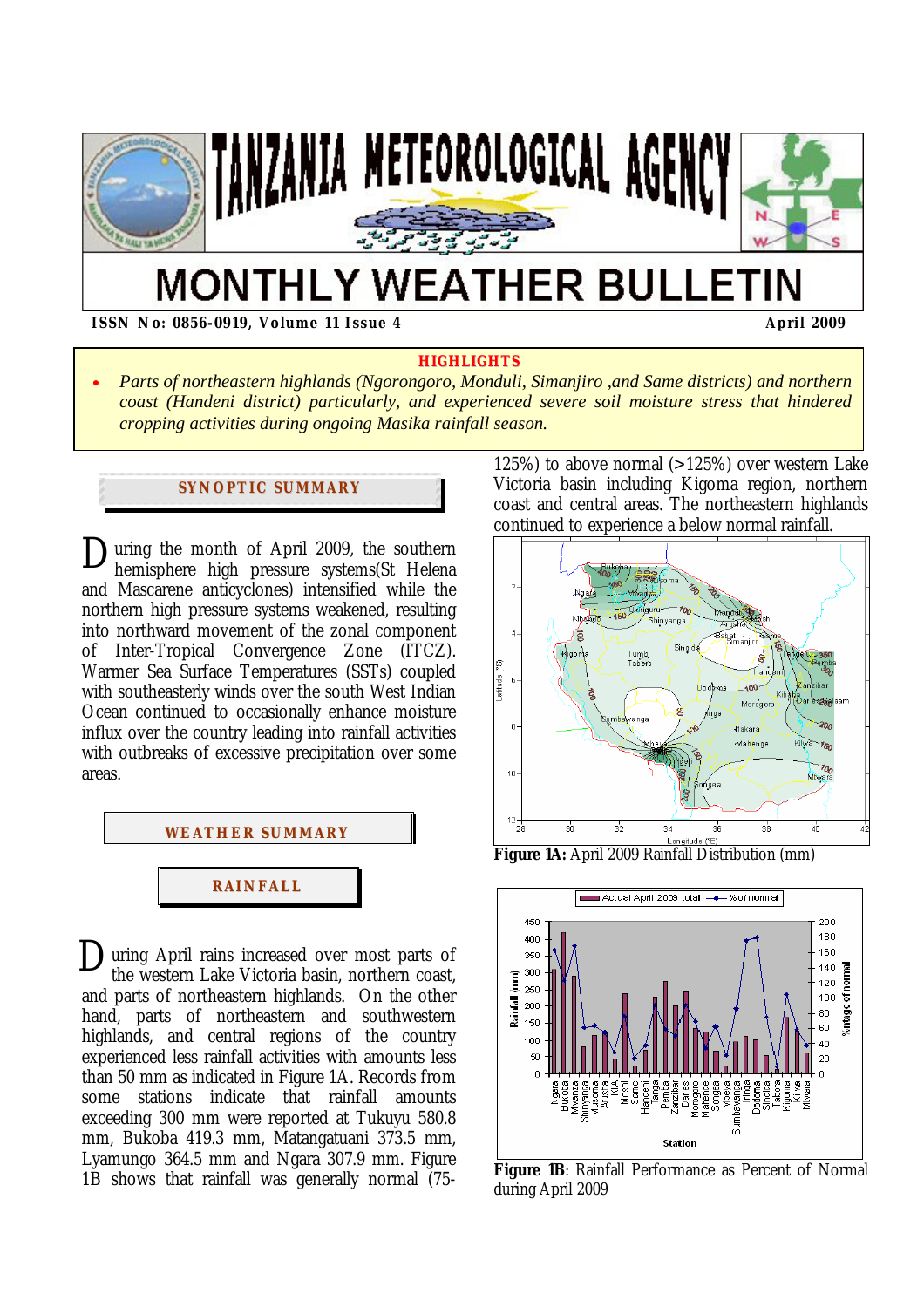# TANZANIA METEOROLOGICAL AGENCY

# MONTHLY WEATHER BULLETIN

**ISSN No: 0856-0919, Volume 11 Issue 4** **April 2009**

**HIGHLIGHTS**

- *Parts of northeastern highlands (Ngorongoro, Monduli, Simanjiro ,and Same districts) and northern coast (Handeni district) particularly, and experienced severe soil moisture stress that hindered cropping activities during ongoing Masika rainfall season.*

## SYNOPTIC SUMMARY

During the month of April 2009, the southern hemisphere high pressure systems(St Helena and Mascarene anticyclones) intensified while the northern high pressure systems weakened, resulting into northward movement of the zonal component of Inter-Tropical Convergence Zone (ITCZ). Warmer Sea Surface Temperatures (SSTs) coupled with southeasterly winds over the south West Indian Ocean continued to occasionally enhance moisture influx over the country leading into rainfall activities with outbreaks of excessive precipitation over some areas.

## WEATHER SUMMARY

### RAINFALL

During April rains increased over most parts of the western Lake Victoria basin, northern coast, and parts of northeastern highlands. On the other hand, parts of northeastern and southwestern highlands, and central regions of the country experienced less rainfall activities with amounts less than 50 mm as indicated in Figure 1A. Records from some stations indicate that rainfall amounts exceeding 300 mm were reported at Tukuyu 580.8 mm, Bukoba 419.3 mm, Matangatuani 373.5 mm, Lyamungo 364.5 mm and Ngara 307.9 mm. Figure 1B shows that rainfall was generally normal (75-125%) to above normal (>125%) over western Lake Victoria basin including Kigoma region, northern coast and central areas. The northeastern highlands continued to experience a below normal rainfall.

**Figure 1A:** April 2009 Rainfall Distribution (mm)

**Figure 1B**: Rainfall Performance as Percent of Normal during April 2009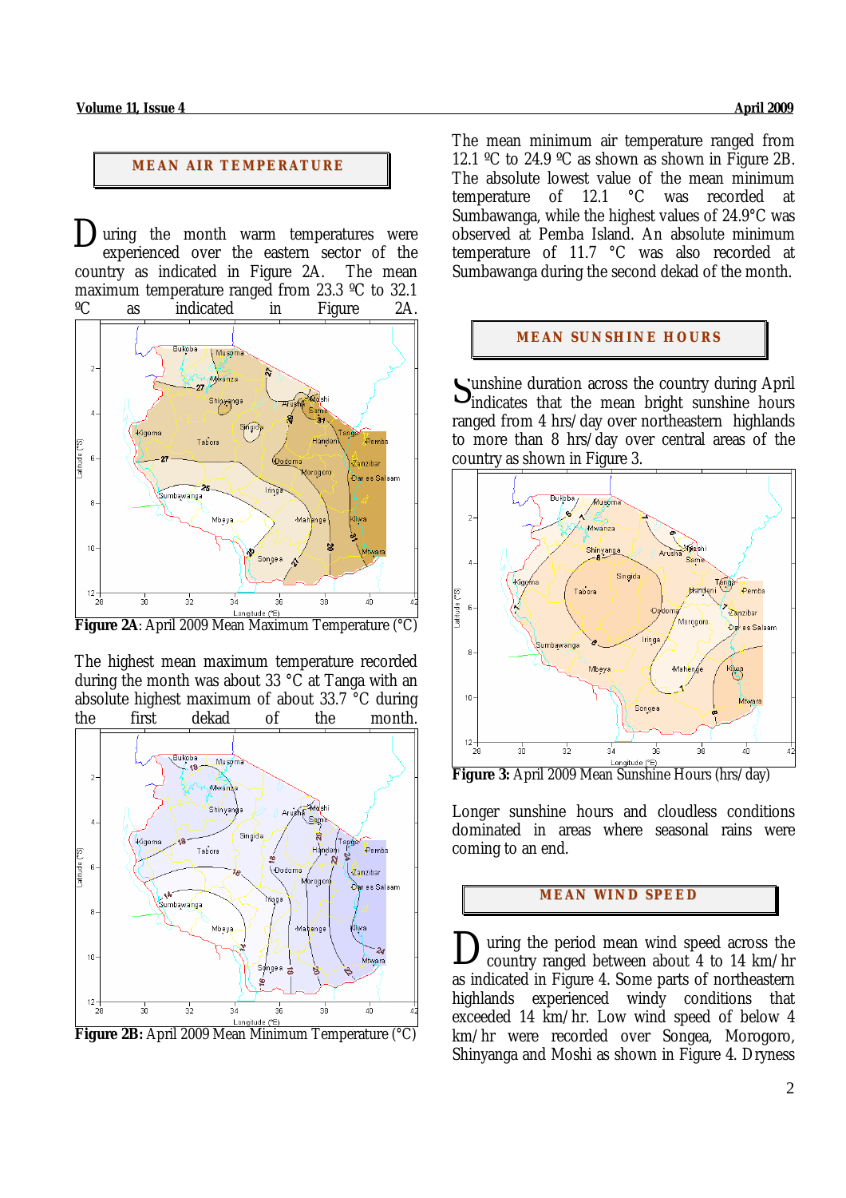## MEAN AIR TEMPERATURE

During the month warm temperatures were experienced over the eastern sector of the country as indicated in Figure 2A. The mean maximum temperature ranged from 23.3 ºC to 32.1 ºC as indicated in Figure 2A.

**Figure 2A**: April 2009 Mean Maximum Temperature (°C)

The highest mean maximum temperature recorded during the month was about 33 °C at Tanga with an absolute highest maximum of about 33.7 °C during the first dekad of the month.

**Figure 2B:** April 2009 Mean Minimum Temperature (°C)

The mean minimum air temperature ranged from 12.1 ºC to 24.9 ºC as shown as shown in Figure 2B. The absolute lowest value of the mean minimum temperature of 12.1 °C was recorded at Sumbawanga, while the highest values of 24.9°C was observed at Pemba Island. An absolute minimum temperature of 11.7 °C was also recorded at Sumbawanga during the second dekad of the month.

## MEAN SUNSHINE HOURS

Sunshine duration across the country during April indicates that the mean bright sunshine hours ranged from 4 hrs/day over northeastern highlands to more than 8 hrs/day over central areas of the country as shown in Figure 3.

**Figure 3:** April 2009 Mean Sunshine Hours (hrs/day)

Longer sunshine hours and cloudless conditions dominated in areas where seasonal rains were coming to an end.

## MEAN WIND SPEED

During the period mean wind speed across the country ranged between about 4 to 14 km/hr as indicated in Figure 4. Some parts of northeastern highlands experienced windy conditions that exceeded 14 km/hr. Low wind speed of below 4 km/hr were recorded over Songea, Morogoro, Shinyanga and Moshi as shown in Figure 4. Dryness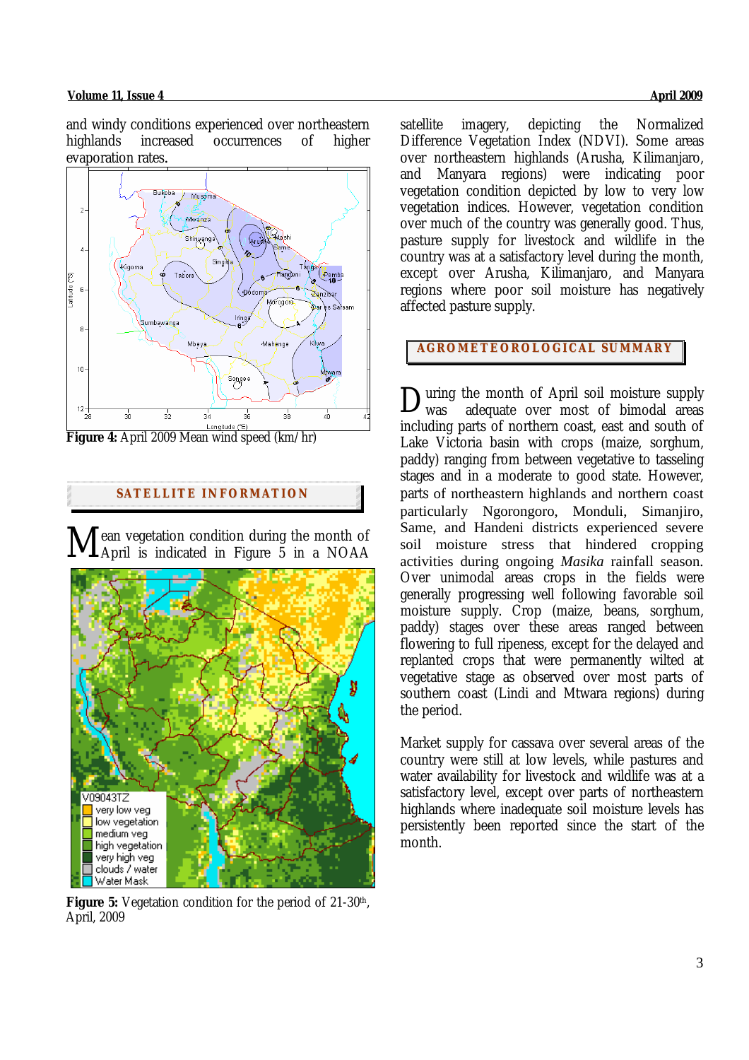and windy conditions experienced over northeastern highlands increased occurrences of higher evaporation rates.

**Figure 4:** April 2009 Mean wind speed (km/hr)

## SATELLITE INFORMATION

Mean vegetation condition during the month of April is indicated in Figure 5 in a NOAA satellite imagery, depicting the Normalized Difference Vegetation Index (NDVI). Some areas over northeastern highlands (Arusha, Kilimanjaro, and Manyara regions) were indicating poor vegetation condition depicted by low to very low vegetation indices. However, vegetation condition over much of the country was generally good. Thus, pasture supply for livestock and wildlife in the country was at a satisfactory level during the month, except over Arusha, Kilimanjaro, and Manyara regions where poor soil moisture has negatively affected pasture supply.

**Figure 5:** Vegetation condition for the period of 21-30th, April, 2009

## AGROMETEOROLOGICAL SUMMARY

During the month of April soil moisture supply was adequate over most of bimodal areas including parts of northern coast, east and south of Lake Victoria basin with crops (maize, sorghum, paddy) ranging from between vegetative to tasseling stages and in a moderate to good state. However, parts of northeastern highlands and northern coast particularly Ngorongoro, Monduli, Simanjiro, Same, and Handeni districts experienced severe soil moisture stress that hindered cropping activities during ongoing *Masika* rainfall season. Over unimodal areas crops in the fields were generally progressing well following favorable soil moisture supply. Crop (maize, beans, sorghum, paddy) stages over these areas ranged between flowering to full ripeness, except for the delayed and replanted crops that were permanently wilted at vegetative stage as observed over most parts of southern coast (Lindi and Mtwara regions) during the period.

Market supply for cassava over several areas of the country were still at low levels, while pastures and water availability for livestock and wildlife was at a satisfactory level, except over parts of northeastern highlands where inadequate soil moisture levels has persistently been reported since the start of the month.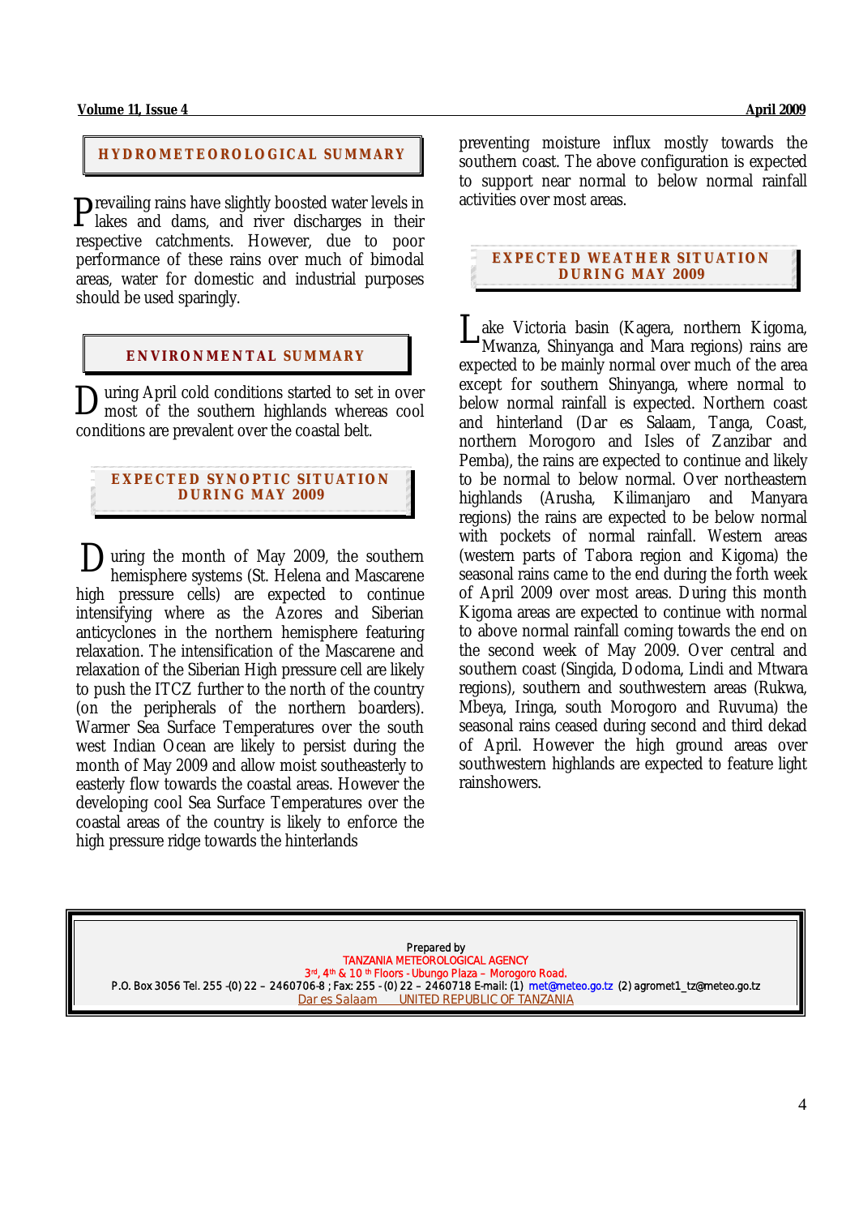## HYDROMETEOROLOGICAL SUMMARY

Prevailing rains have slightly boosted water levels in lakes and dams, and river discharges in their respective catchments. However, due to poor performance of these rains over much of bimodal areas, water for domestic and industrial purposes should be used sparingly.

## ENVIRONMENTAL SUMMARY

During April cold conditions started to set in over most of the southern highlands whereas cool conditions are prevalent over the coastal belt.

## EXPECTED SYNOPTIC SITUATION DURING MAY 2009

During the month of May 2009, the southern hemisphere systems (St. Helena and Mascarene high pressure cells) are expected to continue intensifying where as the Azores and Siberian anticyclones in the northern hemisphere featuring relaxation. The intensification of the Mascarene and relaxation of the Siberian High pressure cell are likely to push the ITCZ further to the north of the country (on the peripherals of the northern boarders). Warmer Sea Surface Temperatures over the south west Indian Ocean are likely to persist during the month of May 2009 and allow moist southeasterly to easterly flow towards the coastal areas. However the developing cool Sea Surface Temperatures over the coastal areas of the country is likely to enforce the high pressure ridge towards the hinterlands preventing moisture influx mostly towards the southern coast. The above configuration is expected to support near normal to below normal rainfall activities over most areas.

## EXPECTED WEATHER SITUATION DURING MAY 2009

Lake Victoria basin (Kagera, northern Kigoma, Mwanza, Shinyanga and Mara regions) rains are expected to be mainly normal over much of the area except for southern Shinyanga, where normal to below normal rainfall is expected. Northern coast and hinterland (Dar es Salaam, Tanga, Coast, northern Morogoro and Isles of Zanzibar and Pemba), the rains are expected to continue and likely to be normal to below normal. Over northeastern highlands (Arusha, Kilimanjaro and Manyara regions) the rains are expected to be below normal with pockets of normal rainfall. Western areas (western parts of Tabora region and Kigoma) the seasonal rains came to the end during the forth week of April 2009 over most areas. During this month Kigoma areas are expected to continue with normal to above normal rainfall coming towards the end on the second week of May 2009. Over central and southern coast (Singida, Dodoma, Lindi and Mtwara regions), southern and southwestern areas (Rukwa, Mbeya, Iringa, south Morogoro and Ruvuma) the seasonal rains ceased during second and third dekad of April. However the high ground areas over southwestern highlands are expected to feature light rainshowers.

Prepared by
TANZANIA METEOROLOGICAL AGENCY
3rd, 4th & 10th Floors - Ubungo Plaza – Morogoro Road.
P.O. Box 3056 Tel. 255 -(0) 22 – 2460706-8 ; Fax: 255 - (0) 22 – 2460718 E-mail: (1) met@meteo.go.tz (2) agromet1_tz@meteo.go.tz
Dar es Salaam UNITED REPUBLIC OF TANZANIA